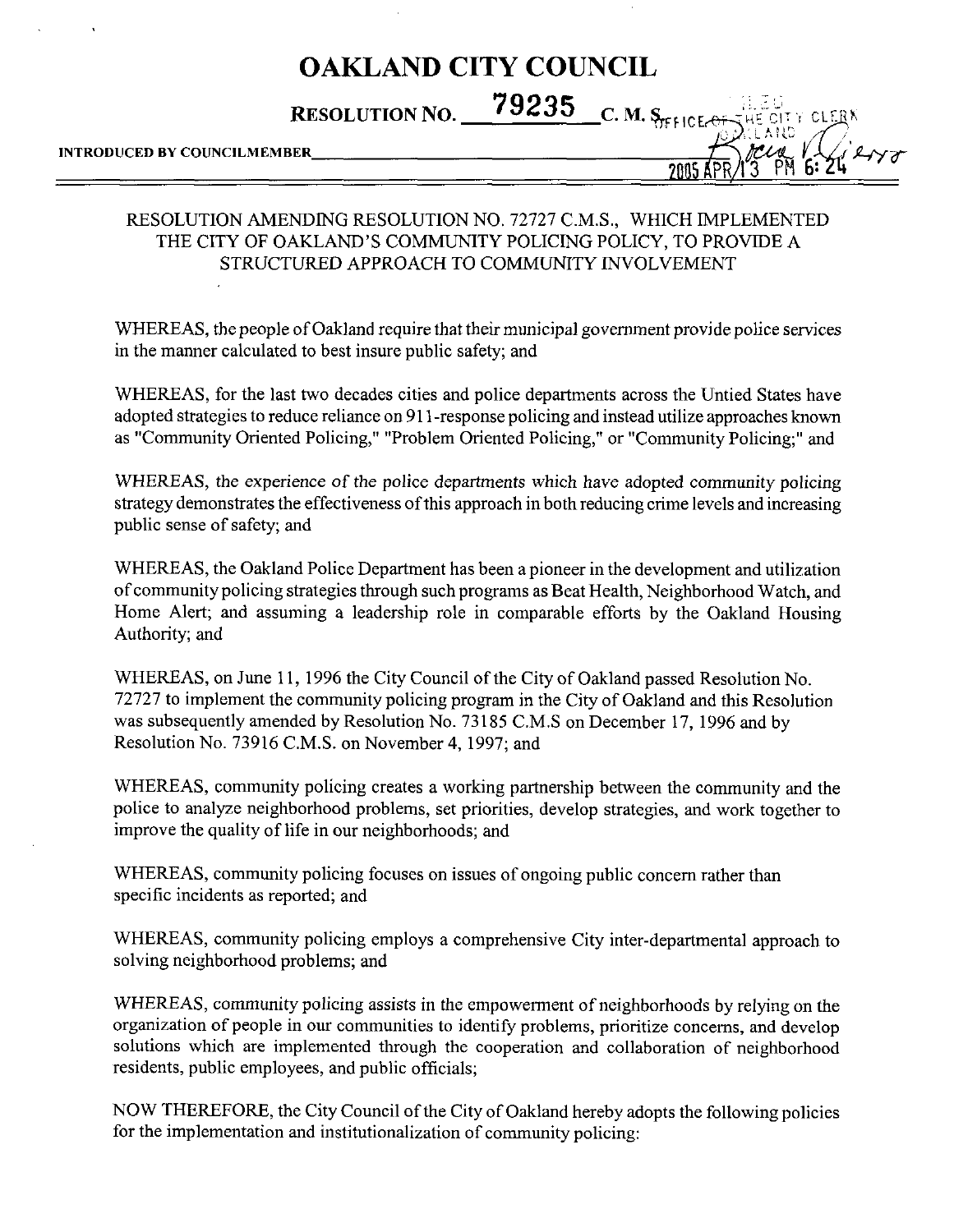# OAKLAND CITY COUNCIL

**RESOLUTION NO. 79235 C. M. S.**

FILED OFFICE OF THE CITY CLERK OAKLAND

2005 APR 13 PM 6:24

**INTRODUCED BY COUNCILMEMBER** ______________________

RESOLUTION AMENDING RESOLUTION NO. 72727 C.M.S., WHICH IMPLEMENTED THE CITY OF OAKLAND'S COMMUNITY POLICING POLICY, TO PROVIDE A STRUCTURED APPROACH TO COMMUNITY INVOLVEMENT

WHEREAS, the people of Oakland require that their municipal government provide police services in the manner calculated to best insure public safety; and

WHEREAS, for the last two decades cities and police departments across the Untied States have adopted strategies to reduce reliance on 911-response policing and instead utilize approaches known as "Community Oriented Policing," "Problem Oriented Policing," or "Community Policing;" and

WHEREAS, the experience of the police departments which have adopted community policing strategy demonstrates the effectiveness of this approach in both reducing crime levels and increasing public sense of safety; and

WHEREAS, the Oakland Police Department has been a pioneer in the development and utilization of community policing strategies through such programs as Beat Health, Neighborhood Watch, and Home Alert; and assuming a leadership role in comparable efforts by the Oakland Housing Authority; and

WHEREAS, on June 11, 1996 the City Council of the City of Oakland passed Resolution No. 72727 to implement the community policing program in the City of Oakland and this Resolution was subsequently amended by Resolution No. 73185 C.M.S on December 17, 1996 and by Resolution No. 73916 C.M.S. on November 4, 1997; and

WHEREAS, community policing creates a working partnership between the community and the police to analyze neighborhood problems, set priorities, develop strategies, and work together to improve the quality of life in our neighborhoods; and

WHEREAS, community policing focuses on issues of ongoing public concern rather than specific incidents as reported; and

WHEREAS, community policing employs a comprehensive City inter-departmental approach to solving neighborhood problems; and

WHEREAS, community policing assists in the empowerment of neighborhoods by relying on the organization of people in our communities to identify problems, prioritize concerns, and develop solutions which are implemented through the cooperation and collaboration of neighborhood residents, public employees, and public officials;

NOW THEREFORE, the City Council of the City of Oakland hereby adopts the following policies for the implementation and institutionalization of community policing: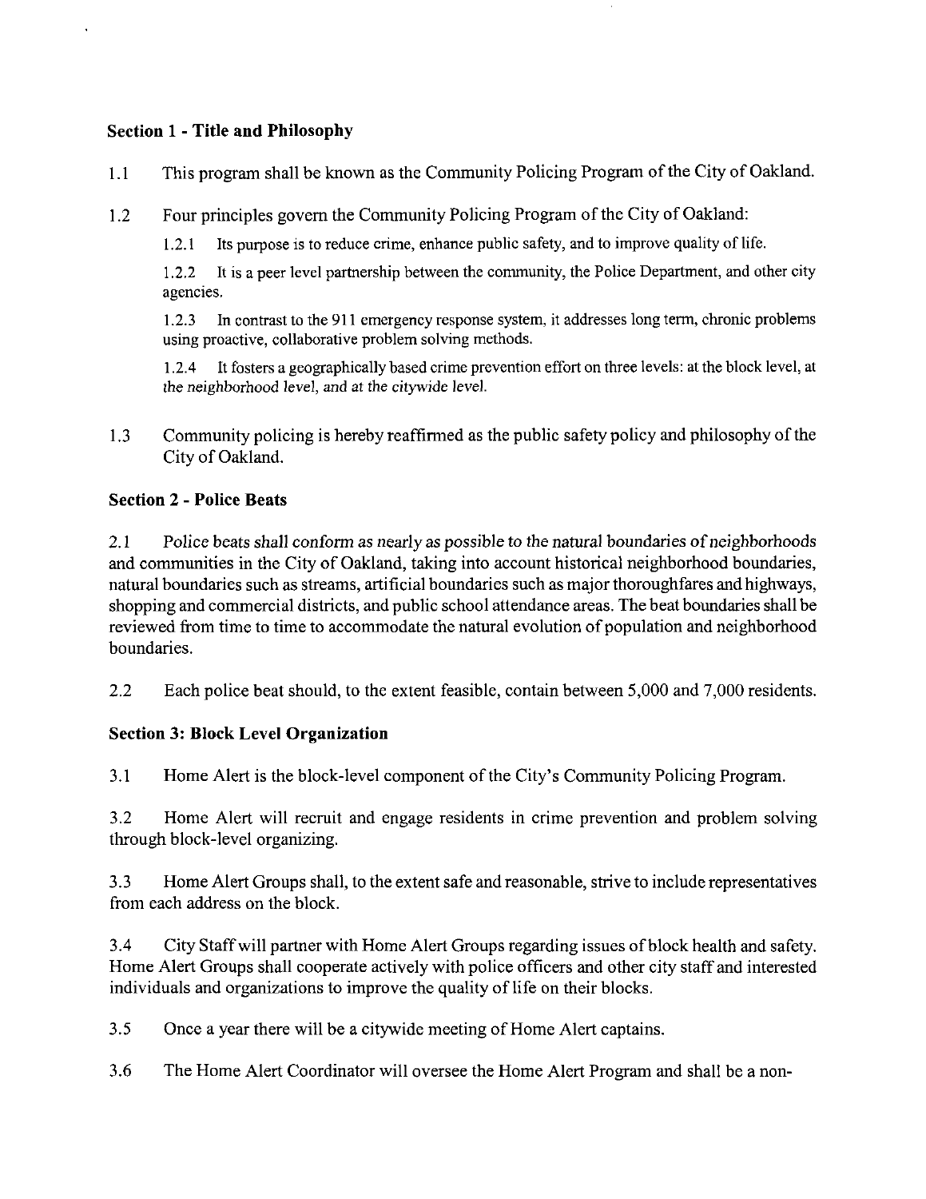**Section 1 - Title and Philosophy**

1.1 This program shall be known as the Community Policing Program of the City of Oakland.

1.2 Four principles govern the Community Policing Program of the City of Oakland:

1.2.1 Its purpose is to reduce crime, enhance public safety, and to improve quality of life.

1.2.2 It is a peer level partnership between the community, the Police Department, and other city agencies.

1.2.3 In contrast to the 911 emergency response system, it addresses long term, chronic problems using proactive, collaborative problem solving methods.

1.2.4 It fosters a geographically based crime prevention effort on three levels: at the block level, at the neighborhood level, and at the citywide level.

1.3 Community policing is hereby reaffirmed as the public safety policy and philosophy of the City of Oakland.

**Section 2 - Police Beats**

2.1 Police beats shall conform as nearly as possible to the natural boundaries of neighborhoods and communities in the City of Oakland, taking into account historical neighborhood boundaries, natural boundaries such as streams, artificial boundaries such as major thoroughfares and highways, shopping and commercial districts, and public school attendance areas. The beat boundaries shall be reviewed from time to time to accommodate the natural evolution of population and neighborhood boundaries.

2.2 Each police beat should, to the extent feasible, contain between 5,000 and 7,000 residents.

**Section 3: Block Level Organization**

3.1 Home Alert is the block-level component of the City's Community Policing Program.

3.2 Home Alert will recruit and engage residents in crime prevention and problem solving through block-level organizing.

3.3 Home Alert Groups shall, to the extent safe and reasonable, strive to include representatives from each address on the block.

3.4 City Staff will partner with Home Alert Groups regarding issues of block health and safety. Home Alert Groups shall cooperate actively with police officers and other city staff and interested individuals and organizations to improve the quality of life on their blocks.

3.5 Once a year there will be a citywide meeting of Home Alert captains.

3.6 The Home Alert Coordinator will oversee the Home Alert Program and shall be a non-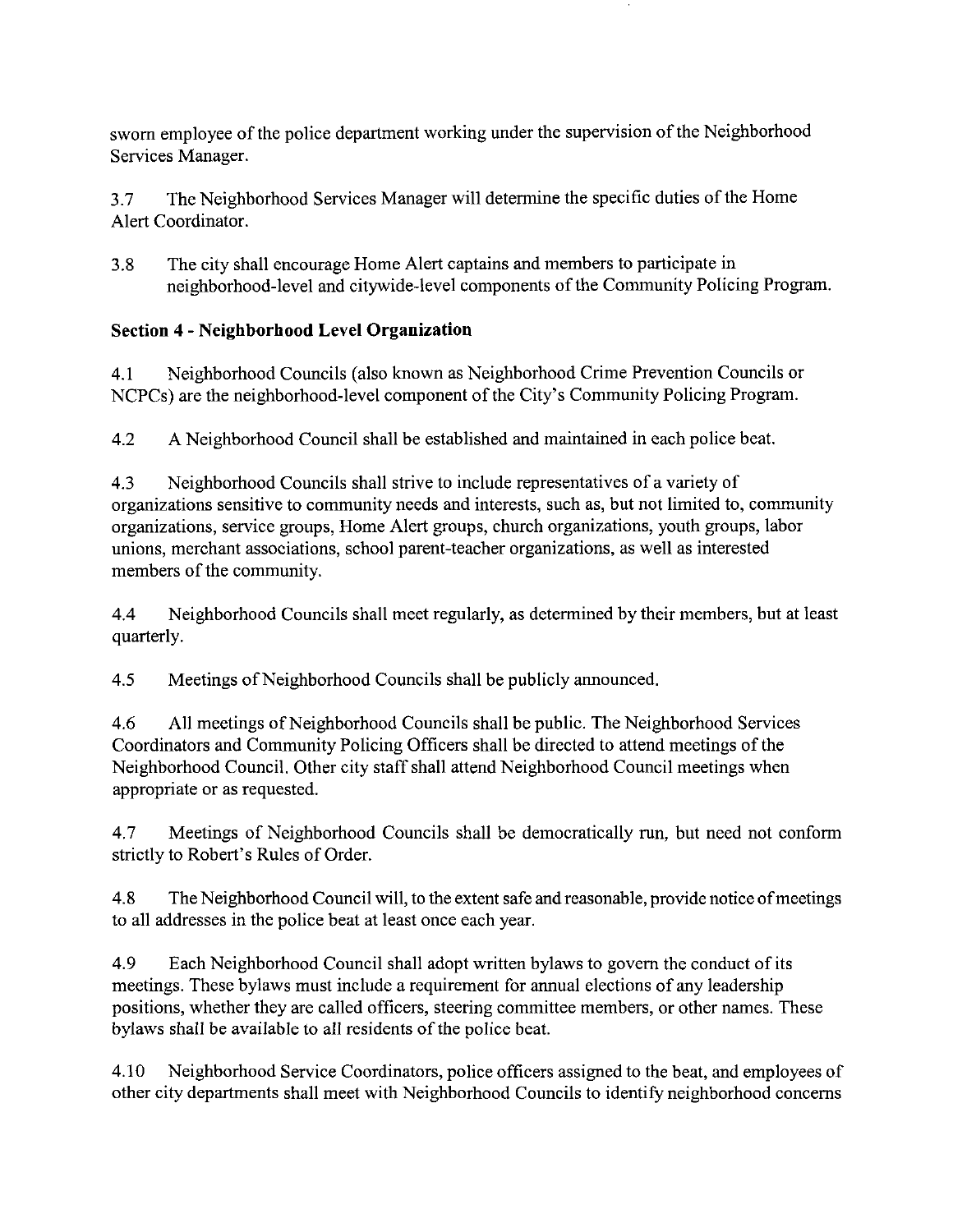sworn employee of the police department working under the supervision of the Neighborhood Services Manager.

3.7 The Neighborhood Services Manager will determine the specific duties of the Home Alert Coordinator.

3.8 The city shall encourage Home Alert captains and members to participate in neighborhood-level and citywide-level components of the Community Policing Program.

**Section 4 - Neighborhood Level Organization**

4.1 Neighborhood Councils (also known as Neighborhood Crime Prevention Councils or NCPCs) are the neighborhood-level component of the City's Community Policing Program.

4.2 A Neighborhood Council shall be established and maintained in each police beat.

4.3 Neighborhood Councils shall strive to include representatives of a variety of organizations sensitive to community needs and interests, such as, but not limited to, community organizations, service groups, Home Alert groups, church organizations, youth groups, labor unions, merchant associations, school parent-teacher organizations, as well as interested members of the community.

4.4 Neighborhood Councils shall meet regularly, as determined by their members, but at least quarterly.

4.5 Meetings of Neighborhood Councils shall be publicly announced.

4.6 All meetings of Neighborhood Councils shall be public. The Neighborhood Services Coordinators and Community Policing Officers shall be directed to attend meetings of the Neighborhood Council. Other city staff shall attend Neighborhood Council meetings when appropriate or as requested.

4.7 Meetings of Neighborhood Councils shall be democratically run, but need not conform strictly to Robert's Rules of Order.

4.8 The Neighborhood Council will, to the extent safe and reasonable, provide notice of meetings to all addresses in the police beat at least once each year.

4.9 Each Neighborhood Council shall adopt written bylaws to govern the conduct of its meetings. These bylaws must include a requirement for annual elections of any leadership positions, whether they are called officers, steering committee members, or other names. These bylaws shall be available to all residents of the police beat.

4.10 Neighborhood Service Coordinators, police officers assigned to the beat, and employees of other city departments shall meet with Neighborhood Councils to identify neighborhood concerns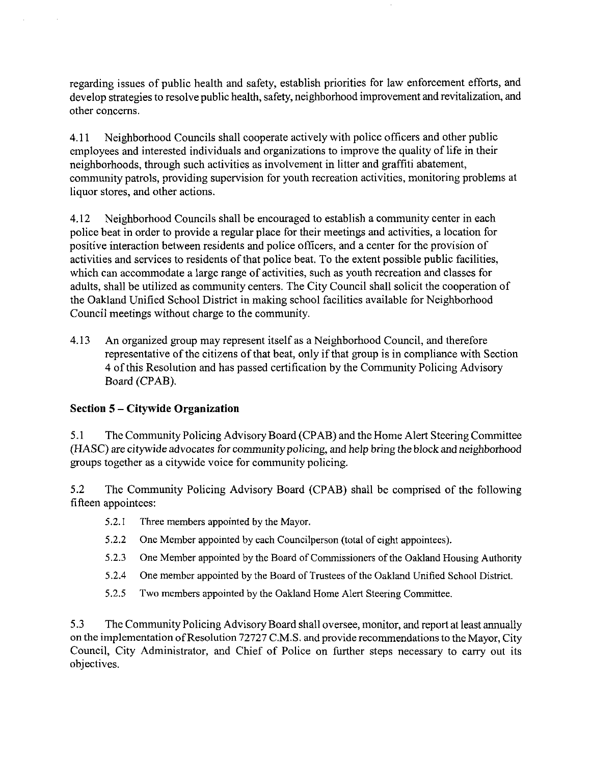regarding issues of public health and safety, establish priorities for law enforcement efforts, and develop strategies to resolve public health, safety, neighborhood improvement and revitalization, and other concerns.

4.11 Neighborhood Councils shall cooperate actively with police officers and other public employees and interested individuals and organizations to improve the quality of life in their neighborhoods, through such activities as involvement in litter and graffiti abatement, community patrols, providing supervision for youth recreation activities, monitoring problems at liquor stores, and other actions.

4.12 Neighborhood Councils shall be encouraged to establish a community center in each police beat in order to provide a regular place for their meetings and activities, a location for positive interaction between residents and police officers, and a center for the provision of activities and services to residents of that police beat. To the extent possible public facilities, which can accommodate a large range of activities, such as youth recreation and classes for adults, shall be utilized as community centers. The City Council shall solicit the cooperation of the Oakland Unified School District in making school facilities available for Neighborhood Council meetings without charge to the community.

4.13 An organized group may represent itself as a Neighborhood Council, and therefore representative of the citizens of that beat, only if that group is in compliance with Section 4 of this Resolution and has passed certification by the Community Policing Advisory Board (CPAB).

**Section 5 – Citywide Organization**

5.1 The Community Policing Advisory Board (CPAB) and the Home Alert Steering Committee (HASC) are citywide advocates for community policing, and help bring the block and neighborhood groups together as a citywide voice for community policing.

5.2 The Community Policing Advisory Board (CPAB) shall be comprised of the following fifteen appointees:

- 5.2.1 Three members appointed by the Mayor.
- 5.2.2 One Member appointed by each Councilperson (total of eight appointees).
- 5.2.3 One Member appointed by the Board of Commissioners of the Oakland Housing Authority
- 5.2.4 One member appointed by the Board of Trustees of the Oakland Unified School District.
- 5.2.5 Two members appointed by the Oakland Home Alert Steering Committee.

5.3 The Community Policing Advisory Board shall oversee, monitor, and report at least annually on the implementation of Resolution 72727 C.M.S. and provide recommendations to the Mayor, City Council, City Administrator, and Chief of Police on further steps necessary to carry out its objectives.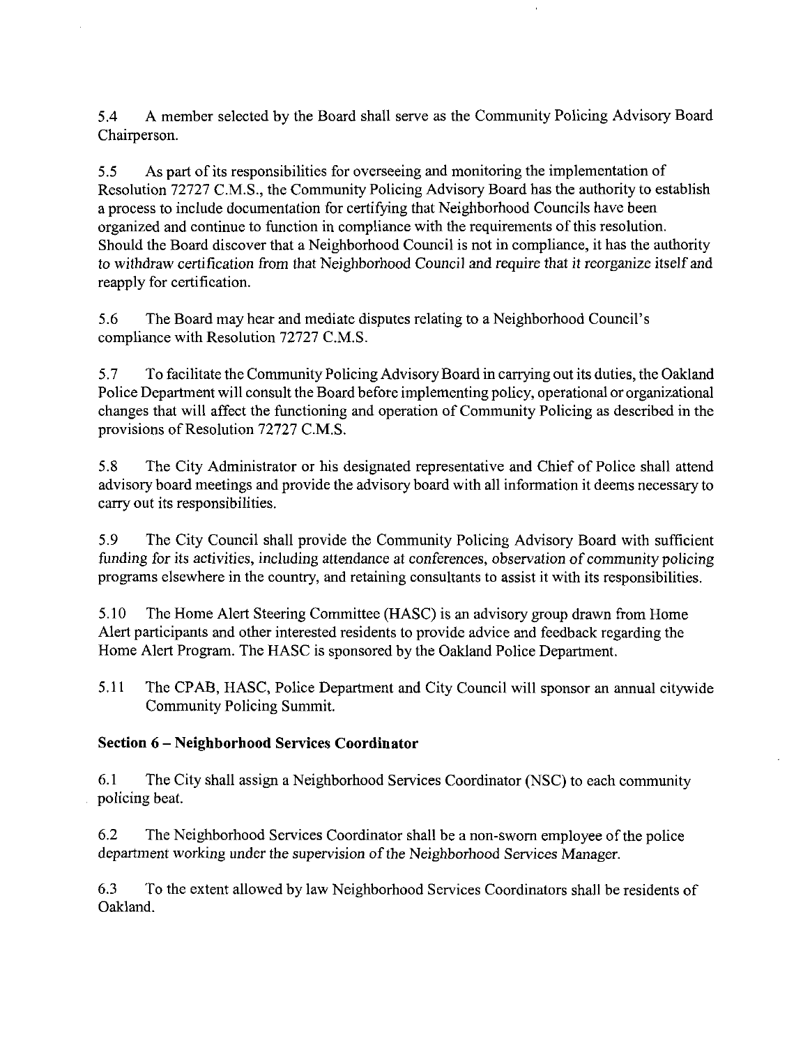5.4 A member selected by the Board shall serve as the Community Policing Advisory Board Chairperson.

5.5 As part of its responsibilities for overseeing and monitoring the implementation of Resolution 72727 C.M.S., the Community Policing Advisory Board has the authority to establish a process to include documentation for certifying that Neighborhood Councils have been organized and continue to function in compliance with the requirements of this resolution. Should the Board discover that a Neighborhood Council is not in compliance, it has the authority to withdraw certification from that Neighborhood Council and require that it reorganize itself and reapply for certification.

5.6 The Board may hear and mediate disputes relating to a Neighborhood Council's compliance with Resolution 72727 C.M.S.

5.7 To facilitate the Community Policing Advisory Board in carrying out its duties, the Oakland Police Department will consult the Board before implementing policy, operational or organizational changes that will affect the functioning and operation of Community Policing as described in the provisions of Resolution 72727 C.M.S.

5.8 The City Administrator or his designated representative and Chief of Police shall attend advisory board meetings and provide the advisory board with all information it deems necessary to carry out its responsibilities.

5.9 The City Council shall provide the Community Policing Advisory Board with sufficient funding for its activities, including attendance at conferences, observation of community policing programs elsewhere in the country, and retaining consultants to assist it with its responsibilities.

5.10 The Home Alert Steering Committee (HASC) is an advisory group drawn from Home Alert participants and other interested residents to provide advice and feedback regarding the Home Alert Program. The HASC is sponsored by the Oakland Police Department.

5.11 The CPAB, HASC, Police Department and City Council will sponsor an annual citywide Community Policing Summit.

**Section 6 – Neighborhood Services Coordinator**

6.1 The City shall assign a Neighborhood Services Coordinator (NSC) to each community policing beat.

6.2 The Neighborhood Services Coordinator shall be a non-sworn employee of the police department working under the supervision of the Neighborhood Services Manager.

6.3 To the extent allowed by law Neighborhood Services Coordinators shall be residents of Oakland.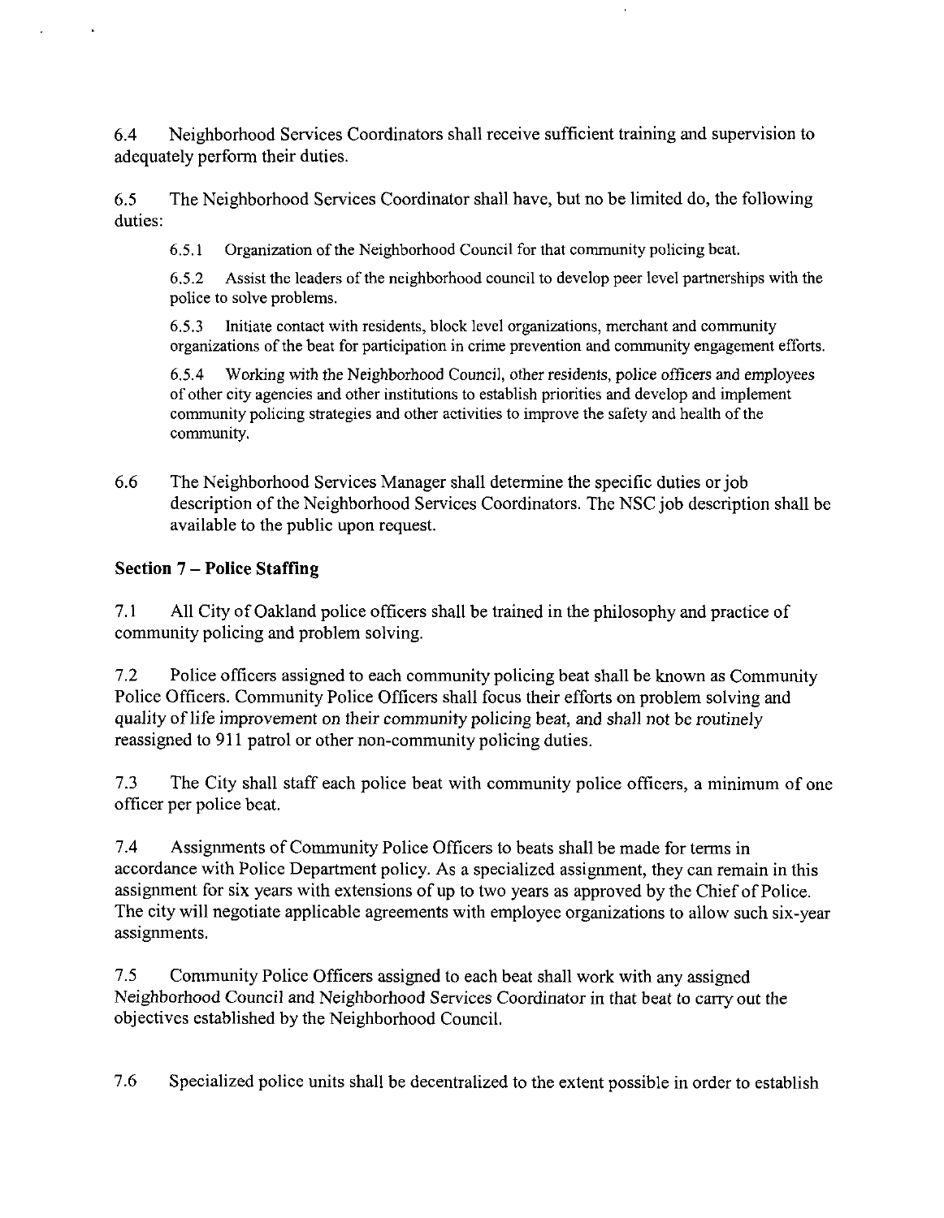6.4 Neighborhood Services Coordinators shall receive sufficient training and supervision to adequately perform their duties.

6.5 The Neighborhood Services Coordinator shall have, but no be limited do, the following duties:

> 6.5.1 Organization of the Neighborhood Council for that community policing beat.
>
> 6.5.2 Assist the leaders of the neighborhood council to develop peer level partnerships with the police to solve problems.
>
> 6.5.3 Initiate contact with residents, block level organizations, merchant and community organizations of the beat for participation in crime prevention and community engagement efforts.
>
> 6.5.4 Working with the Neighborhood Council, other residents, police officers and employees of other city agencies and other institutions to establish priorities and develop and implement community policing strategies and other activities to improve the safety and health of the community.

6.6 The Neighborhood Services Manager shall determine the specific duties or job description of the Neighborhood Services Coordinators. The NSC job description shall be available to the public upon request.

**Section 7 – Police Staffing**

7.1 All City of Oakland police officers shall be trained in the philosophy and practice of community policing and problem solving.

7.2 Police officers assigned to each community policing beat shall be known as Community Police Officers. Community Police Officers shall focus their efforts on problem solving and quality of life improvement on their community policing beat, and shall not be routinely reassigned to 911 patrol or other non-community policing duties.

7.3 The City shall staff each police beat with community police officers, a minimum of one officer per police beat.

7.4 Assignments of Community Police Officers to beats shall be made for terms in accordance with Police Department policy. As a specialized assignment, they can remain in this assignment for six years with extensions of up to two years as approved by the Chief of Police. The city will negotiate applicable agreements with employee organizations to allow such six-year assignments.

7.5 Community Police Officers assigned to each beat shall work with any assigned Neighborhood Council and Neighborhood Services Coordinator in that beat to carry out the objectives established by the Neighborhood Council.

7.6 Specialized police units shall be decentralized to the extent possible in order to establish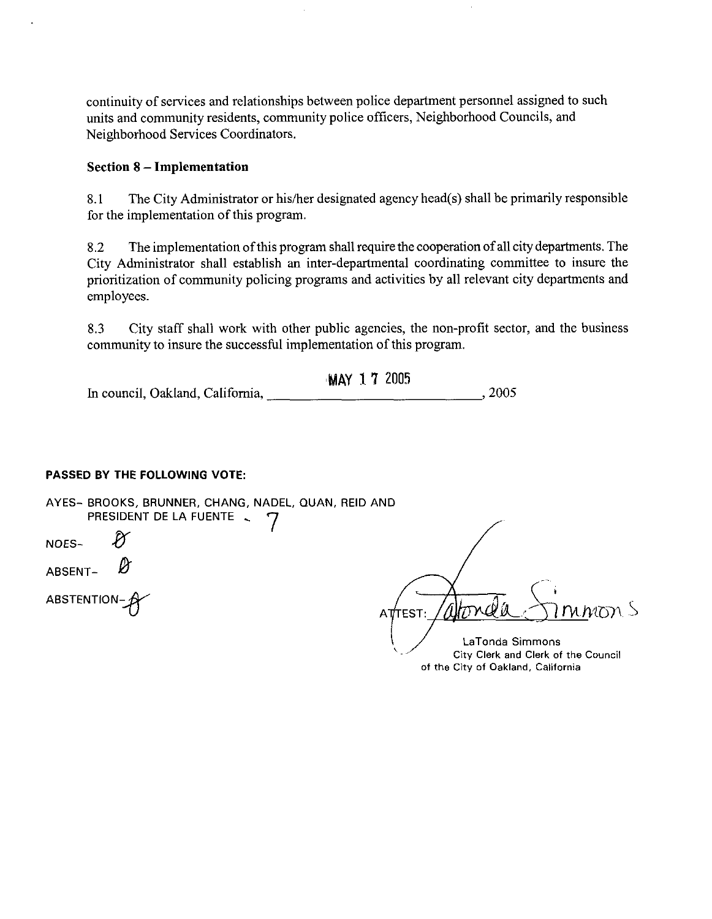continuity of services and relationships between police department personnel assigned to such units and community residents, community police officers, Neighborhood Councils, and Neighborhood Services Coordinators.

**Section 8 – Implementation**

8.1 The City Administrator or his/her designated agency head(s) shall be primarily responsible for the implementation of this program.

8.2 The implementation of this program shall require the cooperation of all city departments. The City Administrator shall establish an inter-departmental coordinating committee to insure the prioritization of community policing programs and activities by all relevant city departments and employees.

8.3 City staff shall work with other public agencies, the non-profit sector, and the business community to insure the successful implementation of this program.

In council, Oakland, California, MAY 17 2005, 2005

**PASSED BY THE FOLLOWING VOTE:**

AYES- BROOKS, BRUNNER, CHANG, NADEL, QUAN, REID AND PRESIDENT DE LA FUENTE - 7

NOES- Ø

ABSENT- Ø

ABSTENTION- Ø

ATTEST: LaTonda Simmons

LaTonda Simmons
City Clerk and Clerk of the Council
of the City of Oakland, California